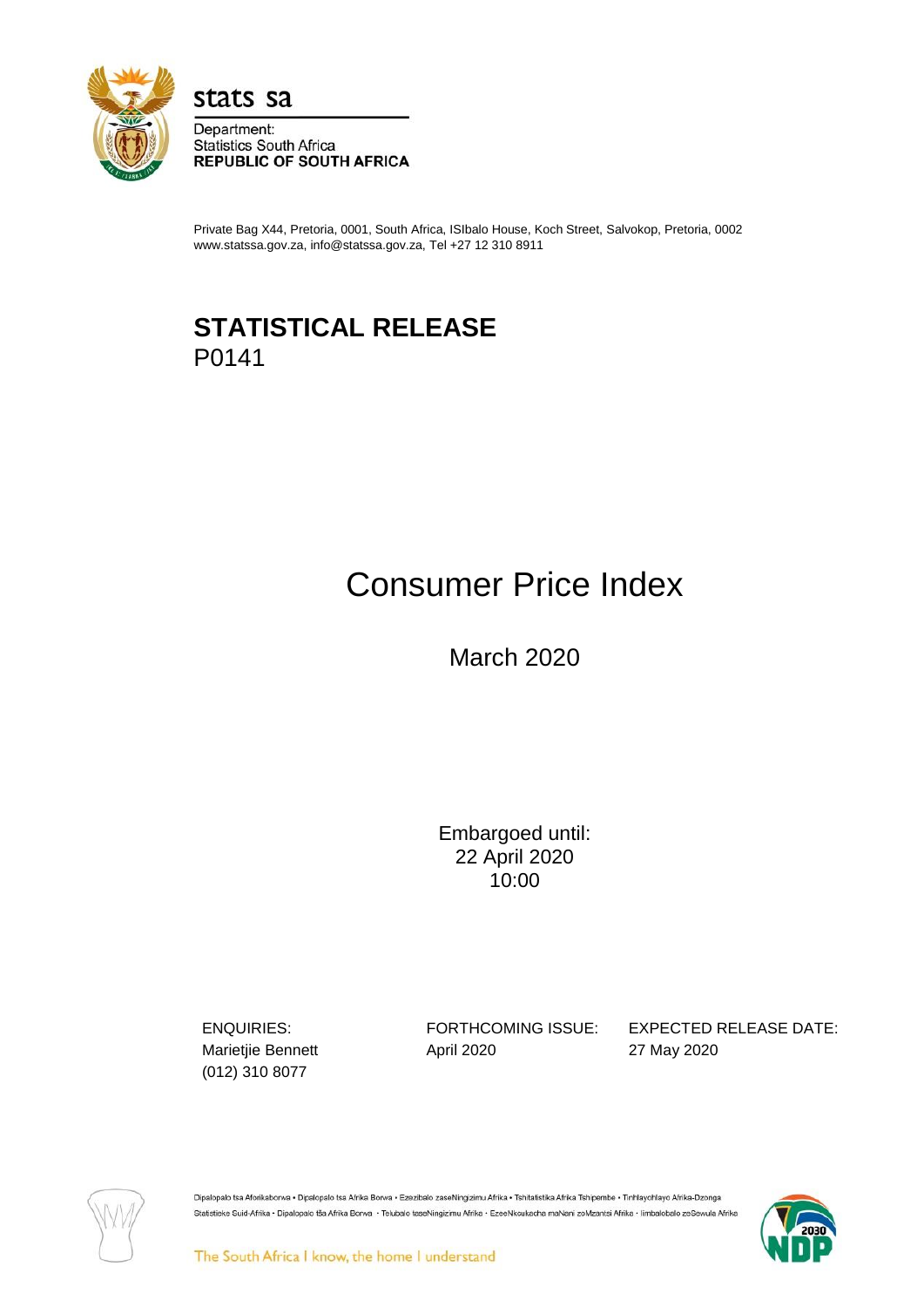stats sa

Department:
Statistics South Africa
**REPUBLIC OF SOUTH AFRICA**

Private Bag X44, Pretoria, 0001, South Africa, ISIbalo House, Koch Street, Salvokop, Pretoria, 0002
www.statssa.gov.za, info@statssa.gov.za, Tel +27 12 310 8911

# STATISTICAL RELEASE
P0141

# Consumer Price Index

March 2020

Embargoed until:
22 April 2020
10:00

| ENQUIRIES: | FORTHCOMING ISSUE: | EXPECTED RELEASE DATE: |
|---|---|---|
| Marietjie Bennett | April 2020 | 27 May 2020 |
| (012) 310 8077 | | |

Dipalopalo tsa Aforikaborwa • Dipalopalo tsa Afrika Borwa • Ezezibalo zaseNingizimu Afrika • Tshitatistika Afrika Tshipembe • Tinhlayohlayo Afrika-Dzonga
Statistieke Suid-Afrika • Dipalopalo tša Afrika Borwa • Telubalo teseNingizimu Afrika • EzeeNkcukacha maNani zoMzantsi Afrika • Iimbalobalo zeSewula Afrika

The South Africa I know, the home I understand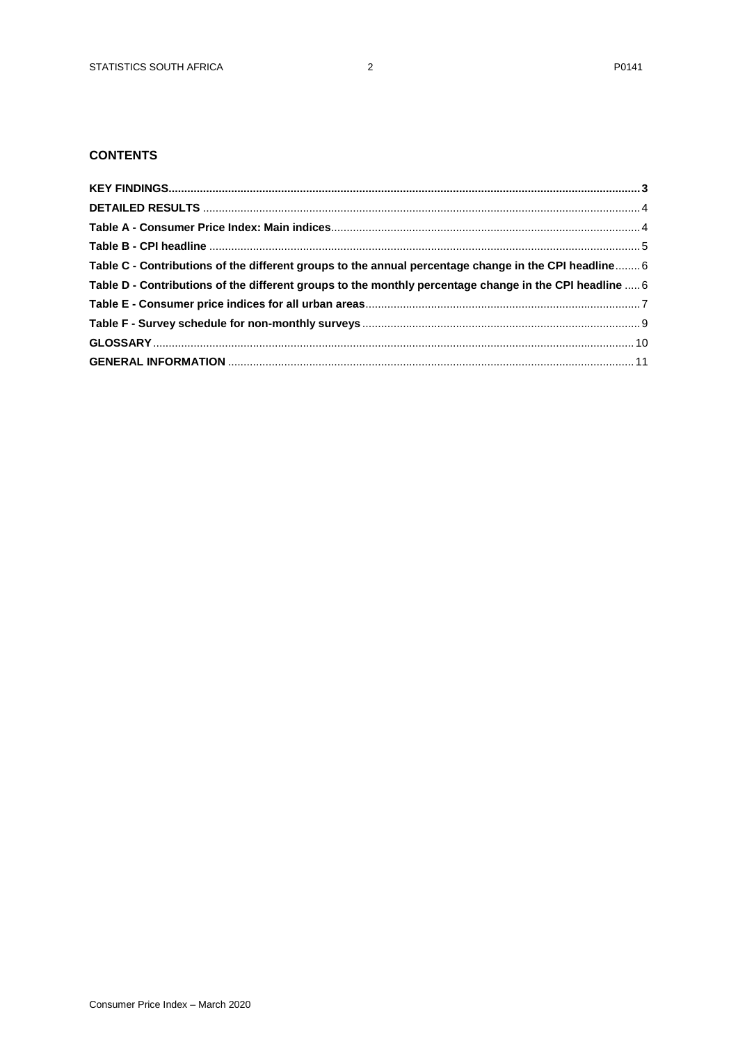## CONTENTS

**KEY FINDINGS** ........ **3**

**DETAILED RESULTS** ........ 4

**Table A - Consumer Price Index: Main indices** ........ 4

**Table B - CPI headline** ........ 5

**Table C - Contributions of the different groups to the annual percentage change in the CPI headline** ........ 6

**Table D - Contributions of the different groups to the monthly percentage change in the CPI headline** ........ 6

**Table E - Consumer price indices for all urban areas** ........ 7

**Table F - Survey schedule for non-monthly surveys** ........ 9

**GLOSSARY** ........ 10

**GENERAL INFORMATION** ........ 11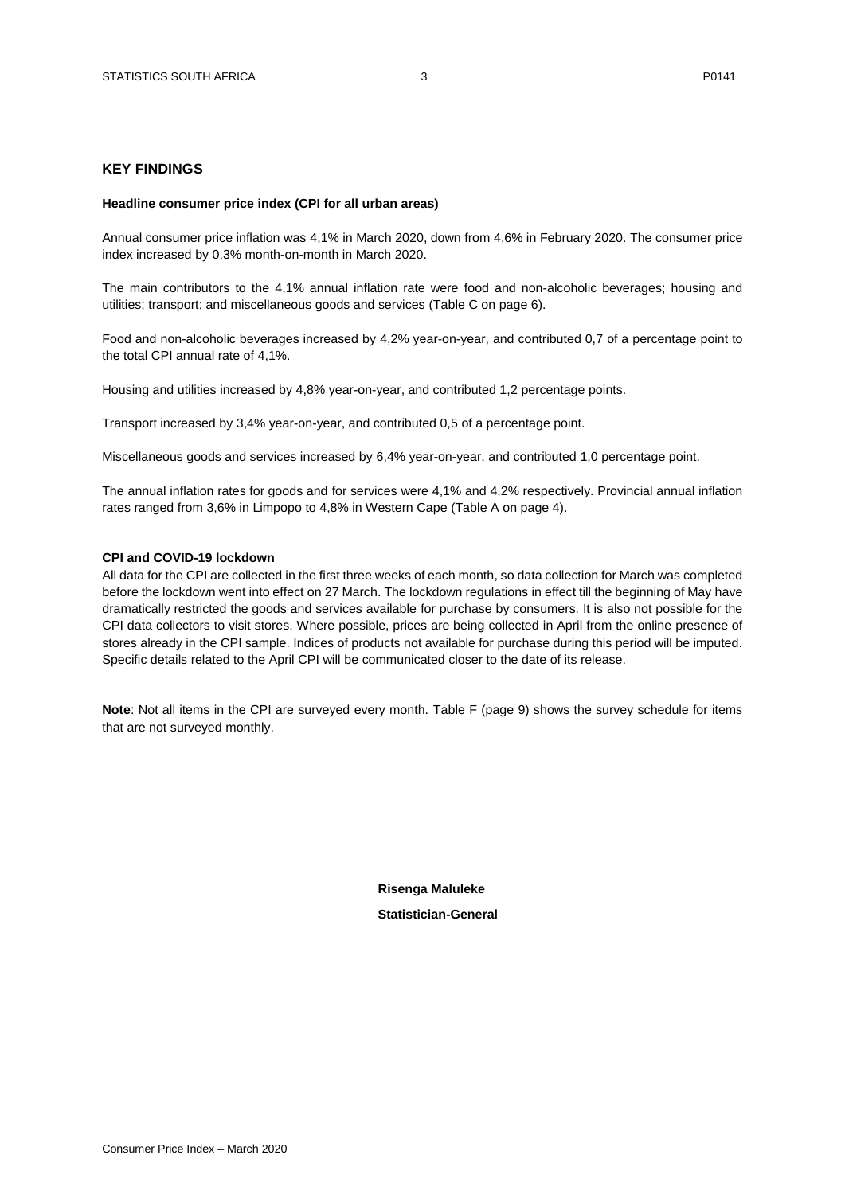## KEY FINDINGS

**Headline consumer price index (CPI for all urban areas)**

Annual consumer price inflation was 4,1% in March 2020, down from 4,6% in February 2020. The consumer price index increased by 0,3% month-on-month in March 2020.

The main contributors to the 4,1% annual inflation rate were food and non-alcoholic beverages; housing and utilities; transport; and miscellaneous goods and services (Table C on page 6).

Food and non-alcoholic beverages increased by 4,2% year-on-year, and contributed 0,7 of a percentage point to the total CPI annual rate of 4,1%.

Housing and utilities increased by 4,8% year-on-year, and contributed 1,2 percentage points.

Transport increased by 3,4% year-on-year, and contributed 0,5 of a percentage point.

Miscellaneous goods and services increased by 6,4% year-on-year, and contributed 1,0 percentage point.

The annual inflation rates for goods and for services were 4,1% and 4,2% respectively. Provincial annual inflation rates ranged from 3,6% in Limpopo to 4,8% in Western Cape (Table A on page 4).

**CPI and COVID-19 lockdown**

All data for the CPI are collected in the first three weeks of each month, so data collection for March was completed before the lockdown went into effect on 27 March. The lockdown regulations in effect till the beginning of May have dramatically restricted the goods and services available for purchase by consumers. It is also not possible for the CPI data collectors to visit stores. Where possible, prices are being collected in April from the online presence of stores already in the CPI sample. Indices of products not available for purchase during this period will be imputed. Specific details related to the April CPI will be communicated closer to the date of its release.

**Note**: Not all items in the CPI are surveyed every month. Table F (page 9) shows the survey schedule for items that are not surveyed monthly.

**Risenga Maluleke**

**Statistician-General**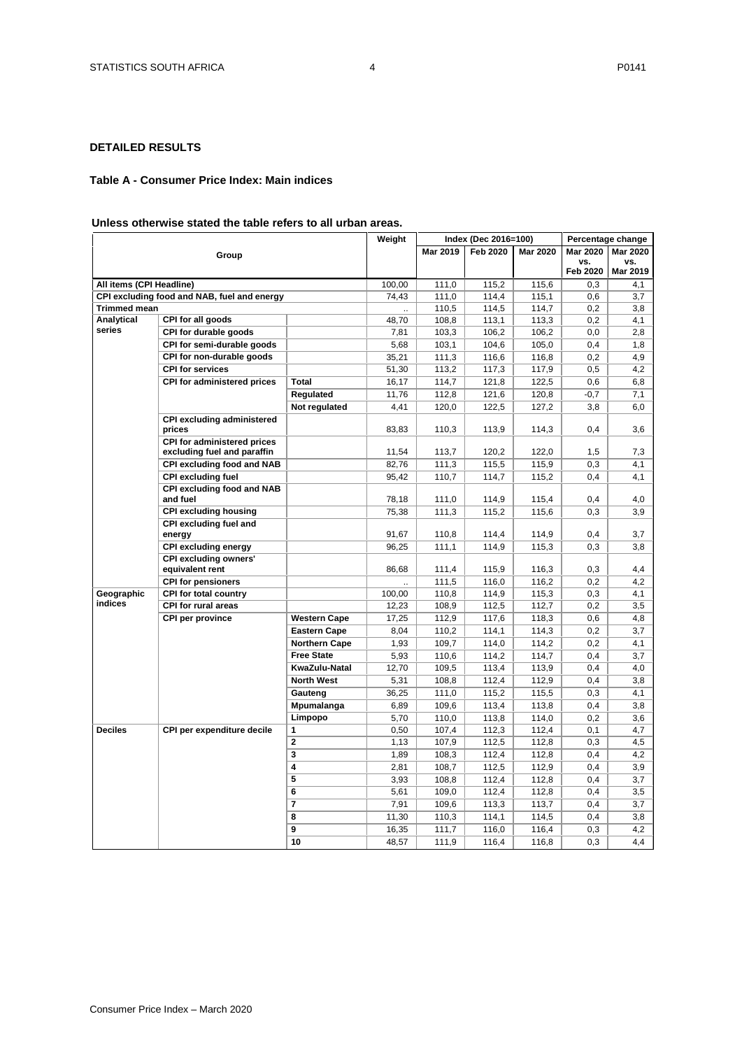## DETAILED RESULTS

### Table A - Consumer Price Index: Main indices

**Unless otherwise stated the table refers to all urban areas.**

| Group | | | Weight | Index (Dec 2016=100) | | | Percentage change | |
|---|---|---|---|---|---|---|---|---|
| | | | | Mar 2019 | Feb 2020 | Mar 2020 | Mar 2020 vs. Feb 2020 | Mar 2020 vs. Mar 2019 |
| **All items (CPI Headline)** | | | 100,00 | 111,0 | 115,2 | 115,6 | 0,3 | 4,1 |
| **CPI excluding food and NAB, fuel and energy** | | | 74,43 | 111,0 | 114,4 | 115,1 | 0,6 | 3,7 |
| **Trimmed mean** | | | .. | 110,5 | 114,5 | 114,7 | 0,2 | 3,8 |
| **Analytical series** | **CPI for all goods** | | 48,70 | 108,8 | 113,1 | 113,3 | 0,2 | 4,1 |
| | **CPI for durable goods** | | 7,81 | 103,3 | 106,2 | 106,2 | 0,0 | 2,8 |
| | **CPI for semi-durable goods** | | 5,68 | 103,1 | 104,6 | 105,0 | 0,4 | 1,8 |
| | **CPI for non-durable goods** | | 35,21 | 111,3 | 116,6 | 116,8 | 0,2 | 4,9 |
| | **CPI for services** | | 51,30 | 113,2 | 117,3 | 117,9 | 0,5 | 4,2 |
| | **CPI for administered prices** | **Total** | 16,17 | 114,7 | 121,8 | 122,5 | 0,6 | 6,8 |
| | | **Regulated** | 11,76 | 112,8 | 121,6 | 120,8 | -0,7 | 7,1 |
| | | **Not regulated** | 4,41 | 120,0 | 122,5 | 127,2 | 3,8 | 6,0 |
| | **CPI excluding administered prices** | | 83,83 | 110,3 | 113,9 | 114,3 | 0,4 | 3,6 |
| | **CPI for administered prices excluding fuel and paraffin** | | 11,54 | 113,7 | 120,2 | 122,0 | 1,5 | 7,3 |
| | **CPI excluding food and NAB** | | 82,76 | 111,3 | 115,5 | 115,9 | 0,3 | 4,1 |
| | **CPI excluding fuel** | | 95,42 | 110,7 | 114,7 | 115,2 | 0,4 | 4,1 |
| | **CPI excluding food and NAB and fuel** | | 78,18 | 111,0 | 114,9 | 115,4 | 0,4 | 4,0 |
| | **CPI excluding housing** | | 75,38 | 111,3 | 115,2 | 115,6 | 0,3 | 3,9 |
| | **CPI excluding fuel and energy** | | 91,67 | 110,8 | 114,4 | 114,9 | 0,4 | 3,7 |
| | **CPI excluding energy** | | 96,25 | 111,1 | 114,9 | 115,3 | 0,3 | 3,8 |
| | **CPI excluding owners' equivalent rent** | | 86,68 | 111,4 | 115,9 | 116,3 | 0,3 | 4,4 |
| | **CPI for pensioners** | | .. | 111,5 | 116,0 | 116,2 | 0,2 | 4,2 |
| **Geographic indices** | **CPI for total country** | | 100,00 | 110,8 | 114,9 | 115,3 | 0,3 | 4,1 |
| | **CPI for rural areas** | | 12,23 | 108,9 | 112,5 | 112,7 | 0,2 | 3,5 |
| | **CPI per province** | **Western Cape** | 17,25 | 112,9 | 117,6 | 118,3 | 0,6 | 4,8 |
| | | **Eastern Cape** | 8,04 | 110,2 | 114,1 | 114,3 | 0,2 | 3,7 |
| | | **Northern Cape** | 1,93 | 109,7 | 114,0 | 114,2 | 0,2 | 4,1 |
| | | **Free State** | 5,93 | 110,6 | 114,2 | 114,7 | 0,4 | 3,7 |
| | | **KwaZulu-Natal** | 12,70 | 109,5 | 113,4 | 113,9 | 0,4 | 4,0 |
| | | **North West** | 5,31 | 108,8 | 112,4 | 112,9 | 0,4 | 3,8 |
| | | **Gauteng** | 36,25 | 111,0 | 115,2 | 115,5 | 0,3 | 4,1 |
| | | **Mpumalanga** | 6,89 | 109,6 | 113,4 | 113,8 | 0,4 | 3,8 |
| | | **Limpopo** | 5,70 | 110,0 | 113,8 | 114,0 | 0,2 | 3,6 |
| **Deciles** | **CPI per expenditure decile** | **1** | 0,50 | 107,4 | 112,3 | 112,4 | 0,1 | 4,7 |
| | | **2** | 1,13 | 107,9 | 112,5 | 112,8 | 0,3 | 4,5 |
| | | **3** | 1,89 | 108,3 | 112,4 | 112,8 | 0,4 | 4,2 |
| | | **4** | 2,81 | 108,7 | 112,5 | 112,9 | 0,4 | 3,9 |
| | | **5** | 3,93 | 108,8 | 112,4 | 112,8 | 0,4 | 3,7 |
| | | **6** | 5,61 | 109,0 | 112,4 | 112,8 | 0,4 | 3,5 |
| | | **7** | 7,91 | 109,6 | 113,3 | 113,7 | 0,4 | 3,7 |
| | | **8** | 11,30 | 110,3 | 114,1 | 114,5 | 0,4 | 3,8 |
| | | **9** | 16,35 | 111,7 | 116,0 | 116,4 | 0,3 | 4,2 |
| | | **10** | 48,57 | 111,9 | 116,4 | 116,8 | 0,3 | 4,4 |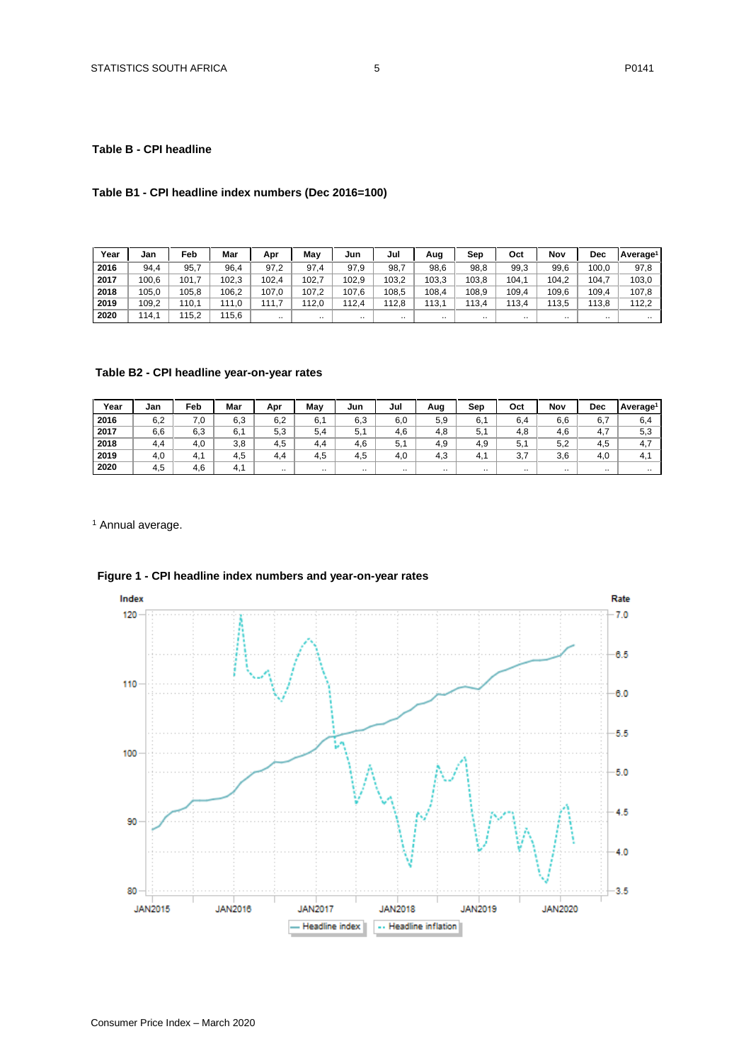## Table B - CPI headline

### Table B1 - CPI headline index numbers (Dec 2016=100)

| Year | Jan | Feb | Mar | Apr | May | Jun | Jul | Aug | Sep | Oct | Nov | Dec | Average[1] |
|---|---|---|---|---|---|---|---|---|---|---|---|---|---|
| 2016 | 94,4 | 95,7 | 96,4 | 97,2 | 97,4 | 97,9 | 98,7 | 98,6 | 98,8 | 99,3 | 99,6 | 100,0 | 97,8 |
| 2017 | 100,6 | 101,7 | 102,3 | 102,4 | 102,7 | 102,9 | 103,2 | 103,3 | 103,8 | 104,1 | 104,2 | 104,7 | 103,0 |
| 2018 | 105,0 | 105,8 | 106,2 | 107,0 | 107,2 | 107,6 | 108,5 | 108,4 | 108,9 | 109,4 | 109,6 | 109,4 | 107,8 |
| 2019 | 109,2 | 110,1 | 111,0 | 111,7 | 112,0 | 112,4 | 112,8 | 113,1 | 113,4 | 113,4 | 113,5 | 113,8 | 112,2 |
| 2020 | 114,1 | 115,2 | 115,6 | .. | .. | .. | .. | .. | .. | .. | .. | .. | .. |

### Table B2 - CPI headline year-on-year rates

| Year | Jan | Feb | Mar | Apr | May | Jun | Jul | Aug | Sep | Oct | Nov | Dec | Average[1] |
|---|---|---|---|---|---|---|---|---|---|---|---|---|---|
| 2016 | 6,2 | 7,0 | 6,3 | 6,2 | 6,1 | 6,3 | 6,0 | 5,9 | 6,1 | 6,4 | 6,6 | 6,7 | 6,4 |
| 2017 | 6,6 | 6,3 | 6,1 | 5,3 | 5,4 | 5,1 | 4,6 | 4,8 | 5,1 | 4,8 | 4,6 | 4,7 | 5,3 |
| 2018 | 4,4 | 4,0 | 3,8 | 4,5 | 4,4 | 4,6 | 5,1 | 4,9 | 4,9 | 5,1 | 5,2 | 4,5 | 4,7 |
| 2019 | 4,0 | 4,1 | 4,5 | 4,4 | 4,5 | 4,5 | 4,0 | 4,3 | 4,1 | 3,7 | 3,6 | 4,0 | 4,1 |
| 2020 | 4,5 | 4,6 | 4,1 | .. | .. | .. | .. | .. | .. | .. | .. | .. | .. |

[1] Annual average.

**Figure 1 - CPI headline index numbers and year-on-year rates**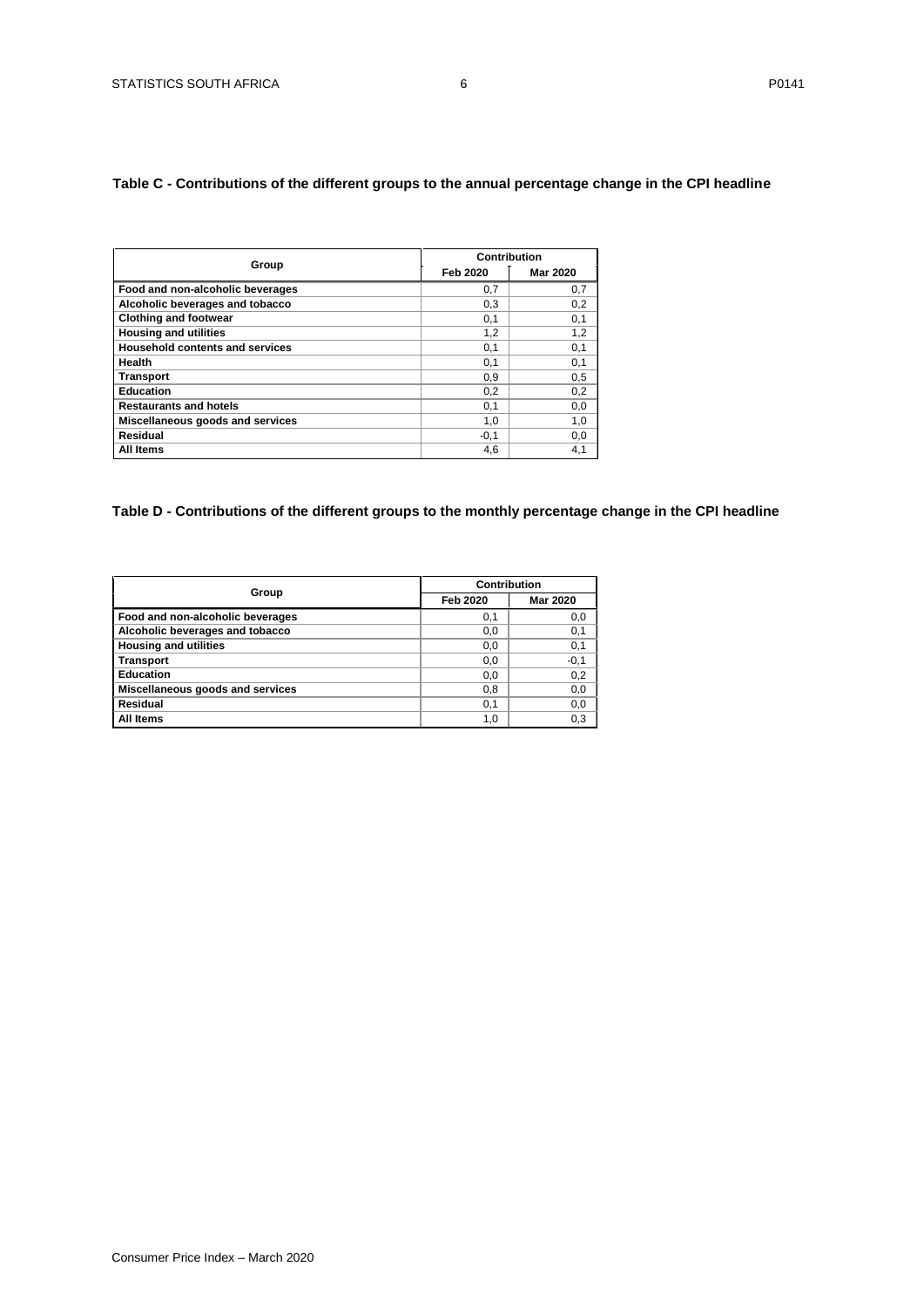**Table C - Contributions of the different groups to the annual percentage change in the CPI headline**

| Group | Contribution | |
|---|---|---|
| | Feb 2020 | Mar 2020 |
| Food and non-alcoholic beverages | 0,7 | 0,7 |
| Alcoholic beverages and tobacco | 0,3 | 0,2 |
| Clothing and footwear | 0,1 | 0,1 |
| Housing and utilities | 1,2 | 1,2 |
| Household contents and services | 0,1 | 0,1 |
| Health | 0,1 | 0,1 |
| Transport | 0,9 | 0,5 |
| Education | 0,2 | 0,2 |
| Restaurants and hotels | 0,1 | 0,0 |
| Miscellaneous goods and services | 1,0 | 1,0 |
| Residual | -0,1 | 0,0 |
| All Items | 4,6 | 4,1 |

**Table D - Contributions of the different groups to the monthly percentage change in the CPI headline**

| Group | Contribution | |
|---|---|---|
| | Feb 2020 | Mar 2020 |
| Food and non-alcoholic beverages | 0,1 | 0,0 |
| Alcoholic beverages and tobacco | 0,0 | 0,1 |
| Housing and utilities | 0,0 | 0,1 |
| Transport | 0,0 | -0,1 |
| Education | 0,0 | 0,2 |
| Miscellaneous goods and services | 0,8 | 0,0 |
| Residual | 0,1 | 0,0 |
| All Items | 1,0 | 0,3 |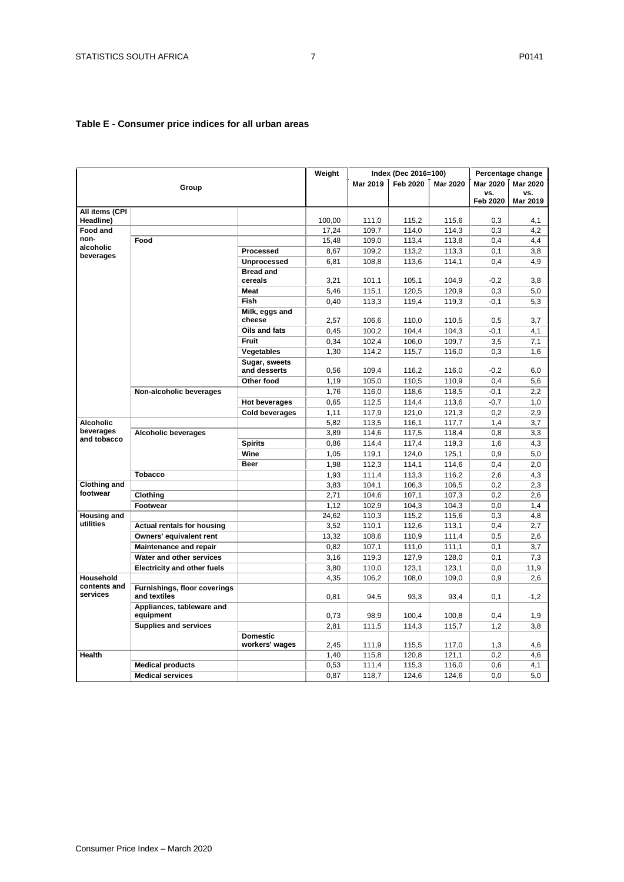## Table E - Consumer price indices for all urban areas

| Group | | | Weight | Index (Dec 2016=100) | | | Percentage change | |
|---|---|---|---|---|---|---|---|---|
| | | | | Mar 2019 | Feb 2020 | Mar 2020 | Mar 2020 vs. Feb 2020 | Mar 2020 vs. Mar 2019 |
| **All items (CPI Headline)** | | | 100,00 | 111,0 | 115,2 | 115,6 | 0,3 | 4,1 |
| **Food and non-alcoholic beverages** | | | 17,24 | 109,7 | 114,0 | 114,3 | 0,3 | 4,2 |
| | **Food** | | 15,48 | 109,0 | 113,4 | 113,8 | 0,4 | 4,4 |
| | | **Processed** | 8,67 | 109,2 | 113,2 | 113,3 | 0,1 | 3,8 |
| | | **Unprocessed** | 6,81 | 108,8 | 113,6 | 114,1 | 0,4 | 4,9 |
| | | **Bread and cereals** | 3,21 | 101,1 | 105,1 | 104,9 | -0,2 | 3,8 |
| | | **Meat** | 5,46 | 115,1 | 120,5 | 120,9 | 0,3 | 5,0 |
| | | **Fish** | 0,40 | 113,3 | 119,4 | 119,3 | -0,1 | 5,3 |
| | | **Milk, eggs and cheese** | 2,57 | 106,6 | 110,0 | 110,5 | 0,5 | 3,7 |
| | | **Oils and fats** | 0,45 | 100,2 | 104,4 | 104,3 | -0,1 | 4,1 |
| | | **Fruit** | 0,34 | 102,4 | 106,0 | 109,7 | 3,5 | 7,1 |
| | | **Vegetables** | 1,30 | 114,2 | 115,7 | 116,0 | 0,3 | 1,6 |
| | | **Sugar, sweets and desserts** | 0,56 | 109,4 | 116,2 | 116,0 | -0,2 | 6,0 |
| | | **Other food** | 1,19 | 105,0 | 110,5 | 110,9 | 0,4 | 5,6 |
| | **Non-alcoholic beverages** | | 1,76 | 116,0 | 118,6 | 118,5 | -0,1 | 2,2 |
| | | **Hot beverages** | 0,65 | 112,5 | 114,4 | 113,6 | -0,7 | 1,0 |
| | | **Cold beverages** | 1,11 | 117,9 | 121,0 | 121,3 | 0,2 | 2,9 |
| **Alcoholic beverages and tobacco** | | | 5,82 | 113,5 | 116,1 | 117,7 | 1,4 | 3,7 |
| | **Alcoholic beverages** | | 3,89 | 114,6 | 117,5 | 118,4 | 0,8 | 3,3 |
| | | **Spirits** | 0,86 | 114,4 | 117,4 | 119,3 | 1,6 | 4,3 |
| | | **Wine** | 1,05 | 119,1 | 124,0 | 125,1 | 0,9 | 5,0 |
| | | **Beer** | 1,98 | 112,3 | 114,1 | 114,6 | 0,4 | 2,0 |
| | **Tobacco** | | 1,93 | 111,4 | 113,3 | 116,2 | 2,6 | 4,3 |
| **Clothing and footwear** | | | 3,83 | 104,1 | 106,3 | 106,5 | 0,2 | 2,3 |
| | **Clothing** | | 2,71 | 104,6 | 107,1 | 107,3 | 0,2 | 2,6 |
| | **Footwear** | | 1,12 | 102,9 | 104,3 | 104,3 | 0,0 | 1,4 |
| **Housing and utilities** | | | 24,62 | 110,3 | 115,2 | 115,6 | 0,3 | 4,8 |
| | **Actual rentals for housing** | | 3,52 | 110,1 | 112,6 | 113,1 | 0,4 | 2,7 |
| | **Owners' equivalent rent** | | 13,32 | 108,6 | 110,9 | 111,4 | 0,5 | 2,6 |
| | **Maintenance and repair** | | 0,82 | 107,1 | 111,0 | 111,1 | 0,1 | 3,7 |
| | **Water and other services** | | 3,16 | 119,3 | 127,9 | 128,0 | 0,1 | 7,3 |
| | **Electricity and other fuels** | | 3,80 | 110,0 | 123,1 | 123,1 | 0,0 | 11,9 |
| **Household contents and services** | | | 4,35 | 106,2 | 108,0 | 109,0 | 0,9 | 2,6 |
| | **Furnishings, floor coverings and textiles** | | 0,81 | 94,5 | 93,3 | 93,4 | 0,1 | -1,2 |
| | **Appliances, tableware and equipment** | | 0,73 | 98,9 | 100,4 | 100,8 | 0,4 | 1,9 |
| | **Supplies and services** | | 2,81 | 111,5 | 114,3 | 115,7 | 1,2 | 3,8 |
| | | **Domestic workers' wages** | 2,45 | 111,9 | 115,5 | 117,0 | 1,3 | 4,6 |
| **Health** | | | 1,40 | 115,8 | 120,8 | 121,1 | 0,2 | 4,6 |
| | **Medical products** | | 0,53 | 111,4 | 115,3 | 116,0 | 0,6 | 4,1 |
| | **Medical services** | | 0,87 | 118,7 | 124,6 | 124,6 | 0,0 | 5,0 |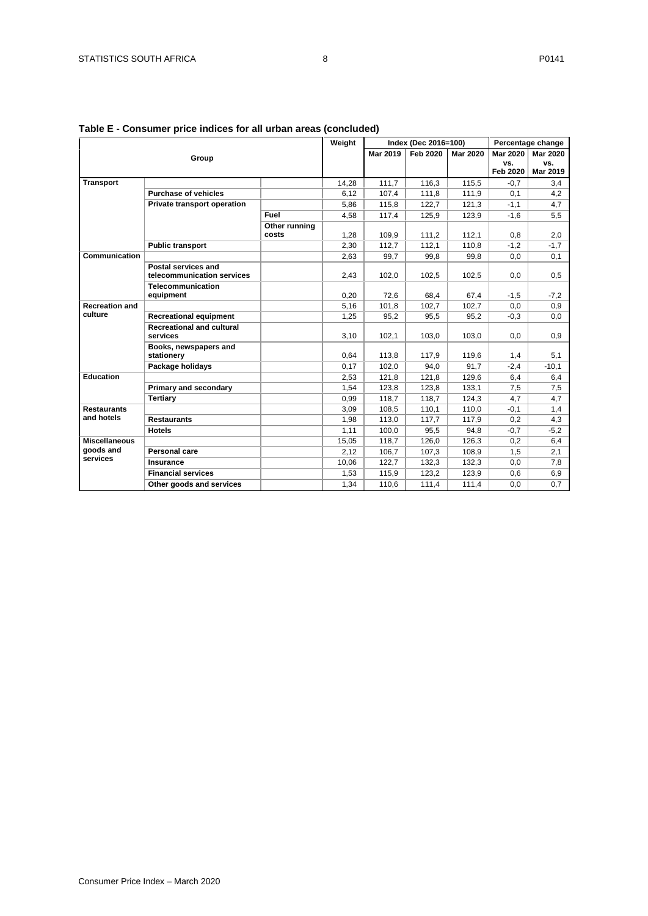**Table E - Consumer price indices for all urban areas (concluded)**

| Group | | | Weight | Index (Dec 2016=100) | | | Percentage change | |
|---|---|---|---|---|---|---|---|---|
| | | | | Mar 2019 | Feb 2020 | Mar 2020 | Mar 2020 vs. Feb 2020 | Mar 2020 vs. Mar 2019 |
| **Transport** | | | 14,28 | 111,7 | 116,3 | 115,5 | -0,7 | 3,4 |
| | **Purchase of vehicles** | | 6,12 | 107,4 | 111,8 | 111,9 | 0,1 | 4,2 |
| | **Private transport operation** | | 5,86 | 115,8 | 122,7 | 121,3 | -1,1 | 4,7 |
| | | **Fuel** | 4,58 | 117,4 | 125,9 | 123,9 | -1,6 | 5,5 |
| | | **Other running costs** | 1,28 | 109,9 | 111,2 | 112,1 | 0,8 | 2,0 |
| | **Public transport** | | 2,30 | 112,7 | 112,1 | 110,8 | -1,2 | -1,7 |
| **Communication** | | | 2,63 | 99,7 | 99,8 | 99,8 | 0,0 | 0,1 |
| | **Postal services and telecommunication services** | | 2,43 | 102,0 | 102,5 | 102,5 | 0,0 | 0,5 |
| | **Telecommunication equipment** | | 0,20 | 72,6 | 68,4 | 67,4 | -1,5 | -7,2 |
| **Recreation and culture** | | | 5,16 | 101,8 | 102,7 | 102,7 | 0,0 | 0,9 |
| | **Recreational equipment** | | 1,25 | 95,2 | 95,5 | 95,2 | -0,3 | 0,0 |
| | **Recreational and cultural services** | | 3,10 | 102,1 | 103,0 | 103,0 | 0,0 | 0,9 |
| | **Books, newspapers and stationery** | | 0,64 | 113,8 | 117,9 | 119,6 | 1,4 | 5,1 |
| | **Package holidays** | | 0,17 | 102,0 | 94,0 | 91,7 | -2,4 | -10,1 |
| **Education** | | | 2,53 | 121,8 | 121,8 | 129,6 | 6,4 | 6,4 |
| | **Primary and secondary** | | 1,54 | 123,8 | 123,8 | 133,1 | 7,5 | 7,5 |
| | **Tertiary** | | 0,99 | 118,7 | 118,7 | 124,3 | 4,7 | 4,7 |
| **Restaurants and hotels** | | | 3,09 | 108,5 | 110,1 | 110,0 | -0,1 | 1,4 |
| | **Restaurants** | | 1,98 | 113,0 | 117,7 | 117,9 | 0,2 | 4,3 |
| | **Hotels** | | 1,11 | 100,0 | 95,5 | 94,8 | -0,7 | -5,2 |
| **Miscellaneous goods and services** | | | 15,05 | 118,7 | 126,0 | 126,3 | 0,2 | 6,4 |
| | **Personal care** | | 2,12 | 106,7 | 107,3 | 108,9 | 1,5 | 2,1 |
| | **Insurance** | | 10,06 | 122,7 | 132,3 | 132,3 | 0,0 | 7,8 |
| | **Financial services** | | 1,53 | 115,9 | 123,2 | 123,9 | 0,6 | 6,9 |
| | **Other goods and services** | | 1,34 | 110,6 | 111,4 | 111,4 | 0,0 | 0,7 |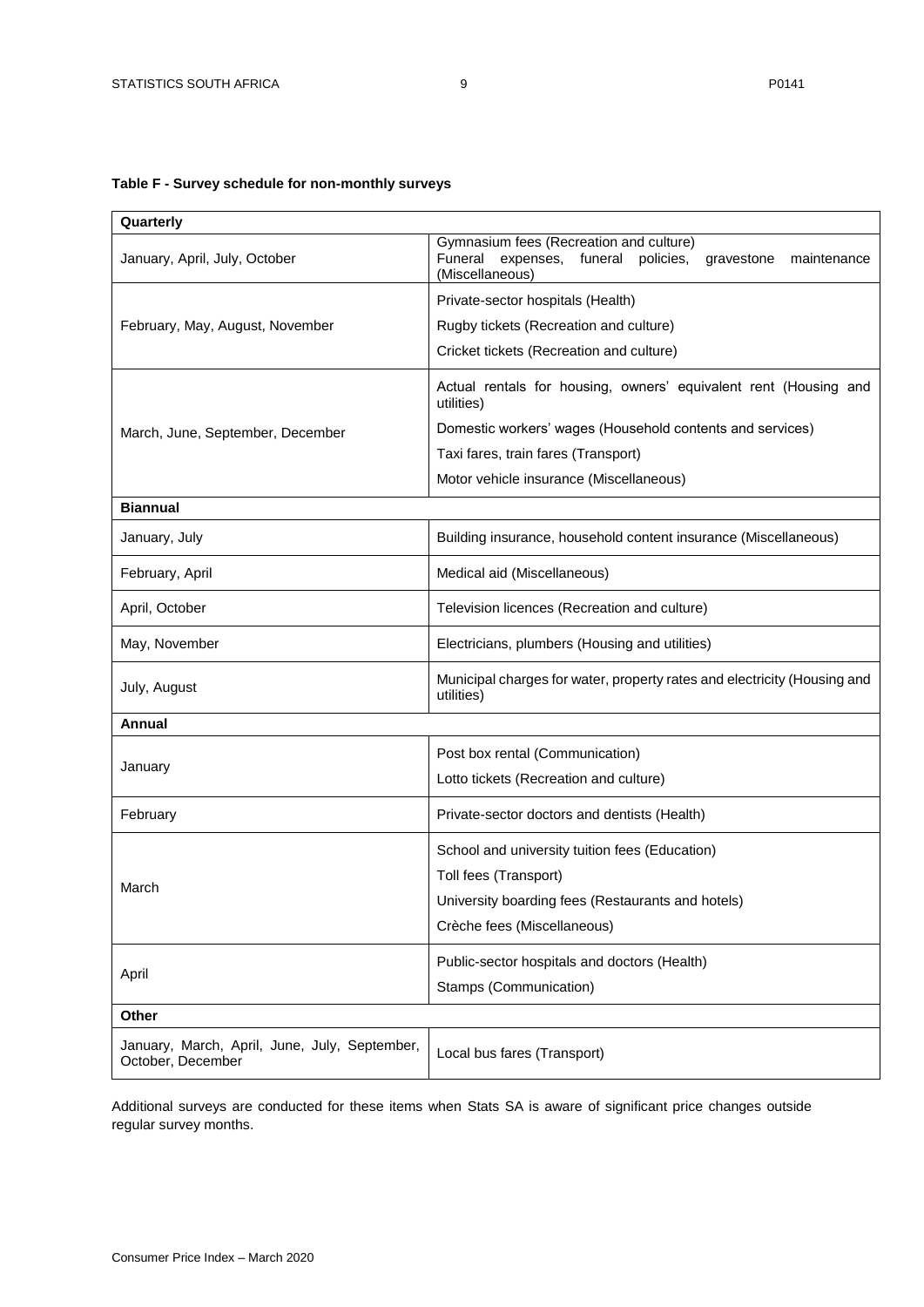**Table F - Survey schedule for non-monthly surveys**

| Survey months | Items |
|---|---|
| **Quarterly** | |
| January, April, July, October | Gymnasium fees (Recreation and culture)<br>Funeral expenses, funeral policies, gravestone maintenance (Miscellaneous) |
| February, May, August, November | Private-sector hospitals (Health)<br>Rugby tickets (Recreation and culture)<br>Cricket tickets (Recreation and culture) |
| March, June, September, December | Actual rentals for housing, owners' equivalent rent (Housing and utilities)<br>Domestic workers' wages (Household contents and services)<br>Taxi fares, train fares (Transport)<br>Motor vehicle insurance (Miscellaneous) |
| **Biannual** | |
| January, July | Building insurance, household content insurance (Miscellaneous) |
| February, April | Medical aid (Miscellaneous) |
| April, October | Television licences (Recreation and culture) |
| May, November | Electricians, plumbers (Housing and utilities) |
| July, August | Municipal charges for water, property rates and electricity (Housing and utilities) |
| **Annual** | |
| January | Post box rental (Communication)<br>Lotto tickets (Recreation and culture) |
| February | Private-sector doctors and dentists (Health) |
| March | School and university tuition fees (Education)<br>Toll fees (Transport)<br>University boarding fees (Restaurants and hotels)<br>Crèche fees (Miscellaneous) |
| April | Public-sector hospitals and doctors (Health)<br>Stamps (Communication) |
| **Other** | |
| January, March, April, June, July, September, October, December | Local bus fares (Transport) |

Additional surveys are conducted for these items when Stats SA is aware of significant price changes outside regular survey months.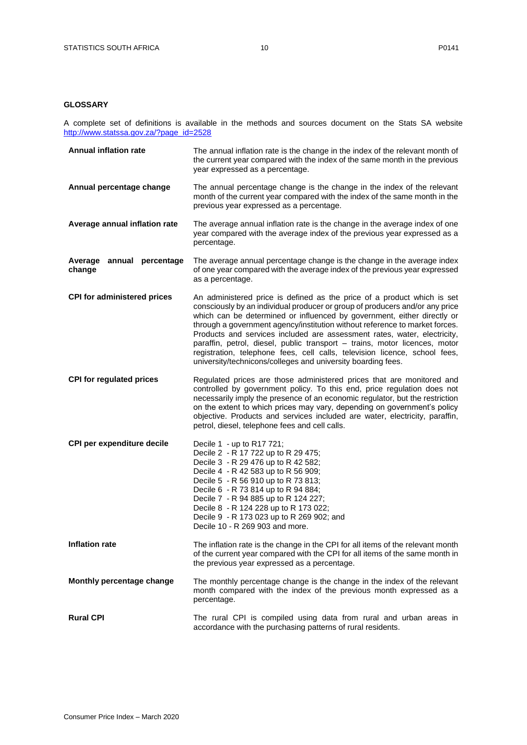## GLOSSARY

A complete set of definitions is available in the methods and sources document on the Stats SA website http://www.statssa.gov.za/?page_id=2528

| | |
|---|---|
| **Annual inflation rate** | The annual inflation rate is the change in the index of the relevant month of the current year compared with the index of the same month in the previous year expressed as a percentage. |
| **Annual percentage change** | The annual percentage change is the change in the index of the relevant month of the current year compared with the index of the same month in the previous year expressed as a percentage. |
| **Average annual inflation rate** | The average annual inflation rate is the change in the average index of one year compared with the average index of the previous year expressed as a percentage. |
| **Average annual percentage change** | The average annual percentage change is the change in the average index of one year compared with the average index of the previous year expressed as a percentage. |
| **CPI for administered prices** | An administered price is defined as the price of a product which is set consciously by an individual producer or group of producers and/or any price which can be determined or influenced by government, either directly or through a government agency/institution without reference to market forces. Products and services included are assessment rates, water, electricity, paraffin, petrol, diesel, public transport – trains, motor licences, motor registration, telephone fees, cell calls, television licence, school fees, university/technicons/colleges and university boarding fees. |
| **CPI for regulated prices** | Regulated prices are those administered prices that are monitored and controlled by government policy. To this end, price regulation does not necessarily imply the presence of an economic regulator, but the restriction on the extent to which prices may vary, depending on government's policy objective. Products and services included are water, electricity, paraffin, petrol, diesel, telephone fees and cell calls. |
| **CPI per expenditure decile** | Decile 1 - up to R17 721;<br>Decile 2 - R 17 722 up to R 29 475;<br>Decile 3 - R 29 476 up to R 42 582;<br>Decile 4 - R 42 583 up to R 56 909;<br>Decile 5 - R 56 910 up to R 73 813;<br>Decile 6 - R 73 814 up to R 94 884;<br>Decile 7 - R 94 885 up to R 124 227;<br>Decile 8 - R 124 228 up to R 173 022;<br>Decile 9 - R 173 023 up to R 269 902; and<br>Decile 10 - R 269 903 and more. |
| **Inflation rate** | The inflation rate is the change in the CPI for all items of the relevant month of the current year compared with the CPI for all items of the same month in the previous year expressed as a percentage. |
| **Monthly percentage change** | The monthly percentage change is the change in the index of the relevant month compared with the index of the previous month expressed as a percentage. |
| **Rural CPI** | The rural CPI is compiled using data from rural and urban areas in accordance with the purchasing patterns of rural residents. |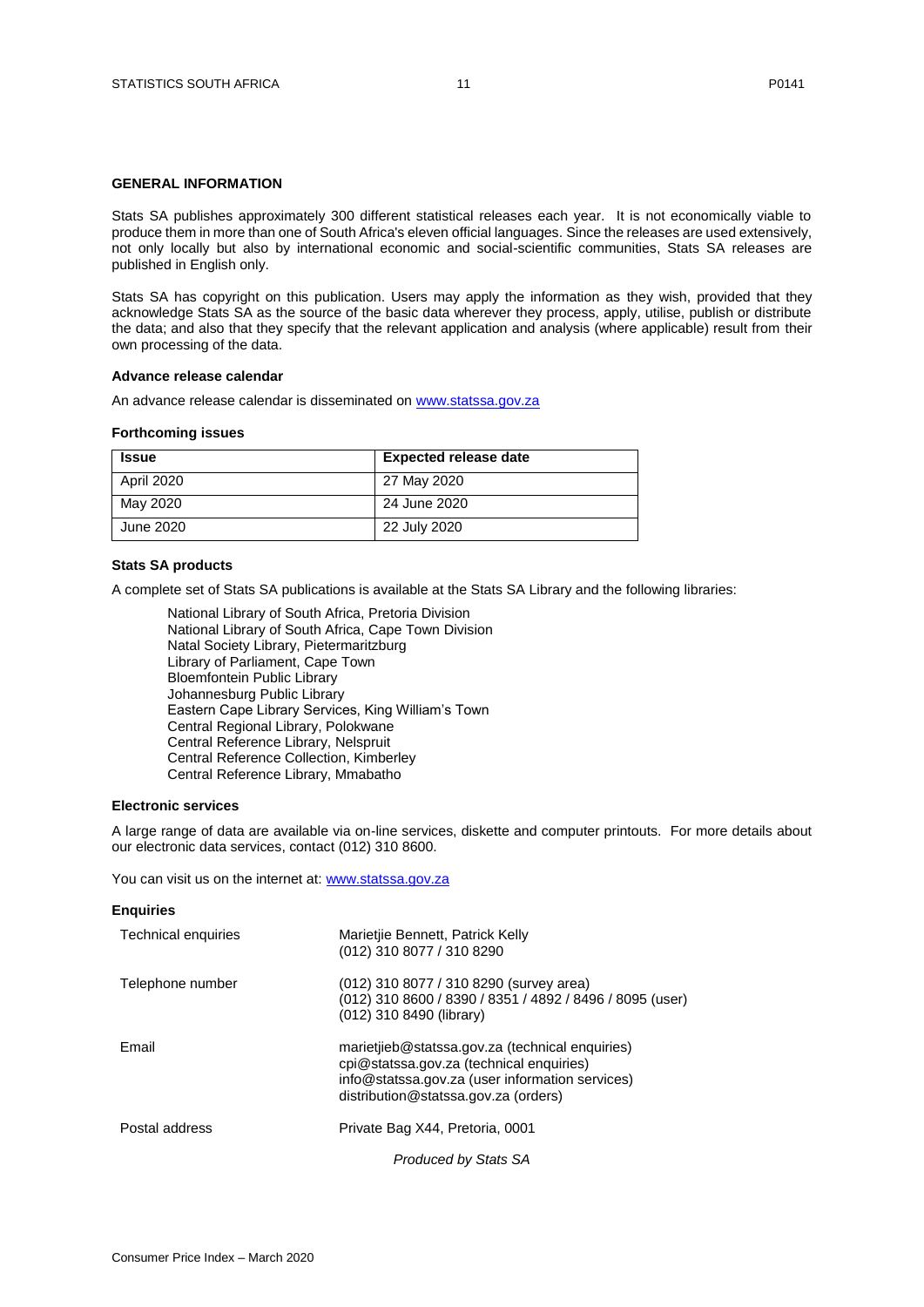## GENERAL INFORMATION

Stats SA publishes approximately 300 different statistical releases each year. It is not economically viable to produce them in more than one of South Africa's eleven official languages. Since the releases are used extensively, not only locally but also by international economic and social-scientific communities, Stats SA releases are published in English only.

Stats SA has copyright on this publication. Users may apply the information as they wish, provided that they acknowledge Stats SA as the source of the basic data wherever they process, apply, utilise, publish or distribute the data; and also that they specify that the relevant application and analysis (where applicable) result from their own processing of the data.

### Advance release calendar

An advance release calendar is disseminated on www.statssa.gov.za

### Forthcoming issues

| Issue | Expected release date |
|---|---|
| April 2020 | 27 May 2020 |
| May 2020 | 24 June 2020 |
| June 2020 | 22 July 2020 |

### Stats SA products

A complete set of Stats SA publications is available at the Stats SA Library and the following libraries:

National Library of South Africa, Pretoria Division
National Library of South Africa, Cape Town Division
Natal Society Library, Pietermaritzburg
Library of Parliament, Cape Town
Bloemfontein Public Library
Johannesburg Public Library
Eastern Cape Library Services, King William's Town
Central Regional Library, Polokwane
Central Reference Library, Nelspruit
Central Reference Collection, Kimberley
Central Reference Library, Mmabatho

### Electronic services

A large range of data are available via on-line services, diskette and computer printouts. For more details about our electronic data services, contact (012) 310 8600.

You can visit us on the internet at: www.statssa.gov.za

### Enquiries

| | |
|---|---|
| Technical enquiries | Marietjie Bennett, Patrick Kelly<br>(012) 310 8077 / 310 8290 |
| Telephone number | (012) 310 8077 / 310 8290 (survey area)<br>(012) 310 8600 / 8390 / 8351 / 4892 / 8496 / 8095 (user)<br>(012) 310 8490 (library) |
| Email | marietjieb@statssa.gov.za (technical enquiries)<br>cpi@statssa.gov.za (technical enquiries)<br>info@statssa.gov.za (user information services)<br>distribution@statssa.gov.za (orders) |
| Postal address | Private Bag X44, Pretoria, 0001 |

*Produced by Stats SA*